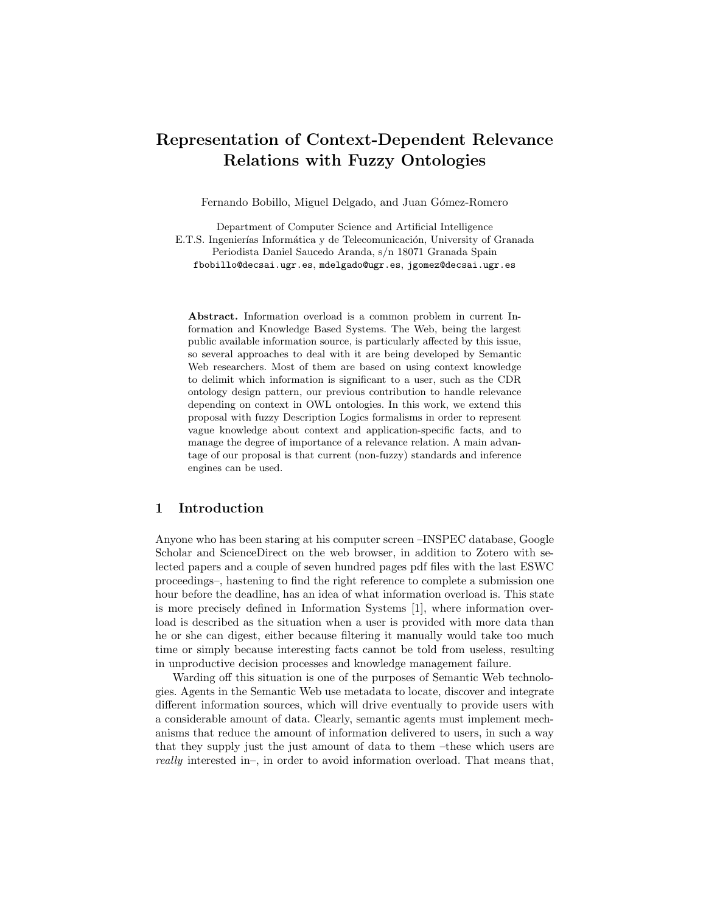# Representation of Context-Dependent Relevance Relations with Fuzzy Ontologies

Fernando Bobillo, Miguel Delgado, and Juan Gómez-Romero

Department of Computer Science and Artificial Intelligence
E.T.S. Ingenierías Informática y de Telecomunicación, University of Granada
Periodista Daniel Saucedo Aranda, s/n 18071 Granada Spain
fbobillo@decsai.ugr.es, mdelgado@ugr.es, jgomez@decsai.ugr.es

**Abstract.** Information overload is a common problem in current Information and Knowledge Based Systems. The Web, being the largest public available information source, is particularly affected by this issue, so several approaches to deal with it are being developed by Semantic Web researchers. Most of them are based on using context knowledge to delimit which information is significant to a user, such as the CDR ontology design pattern, our previous contribution to handle relevance depending on context in OWL ontologies. In this work, we extend this proposal with fuzzy Description Logics formalisms in order to represent vague knowledge about context and application-specific facts, and to manage the degree of importance of a relevance relation. A main advantage of our proposal is that current (non-fuzzy) standards and inference engines can be used.

## 1 Introduction

Anyone who has been staring at his computer screen –INSPEC database, Google Scholar and ScienceDirect on the web browser, in addition to Zotero with selected papers and a couple of seven hundred pages pdf files with the last ESWC proceedings–, hastening to find the right reference to complete a submission one hour before the deadline, has an idea of what information overload is. This state is more precisely defined in Information Systems [1], where information overload is described as the situation when a user is provided with more data than he or she can digest, either because filtering it manually would take too much time or simply because interesting facts cannot be told from useless, resulting in unproductive decision processes and knowledge management failure.

Warding off this situation is one of the purposes of Semantic Web technologies. Agents in the Semantic Web use metadata to locate, discover and integrate different information sources, which will drive eventually to provide users with a considerable amount of data. Clearly, semantic agents must implement mechanisms that reduce the amount of information delivered to users, in such a way that they supply just the just amount of data to them –these which users are *really* interested in–, in order to avoid information overload. That means that,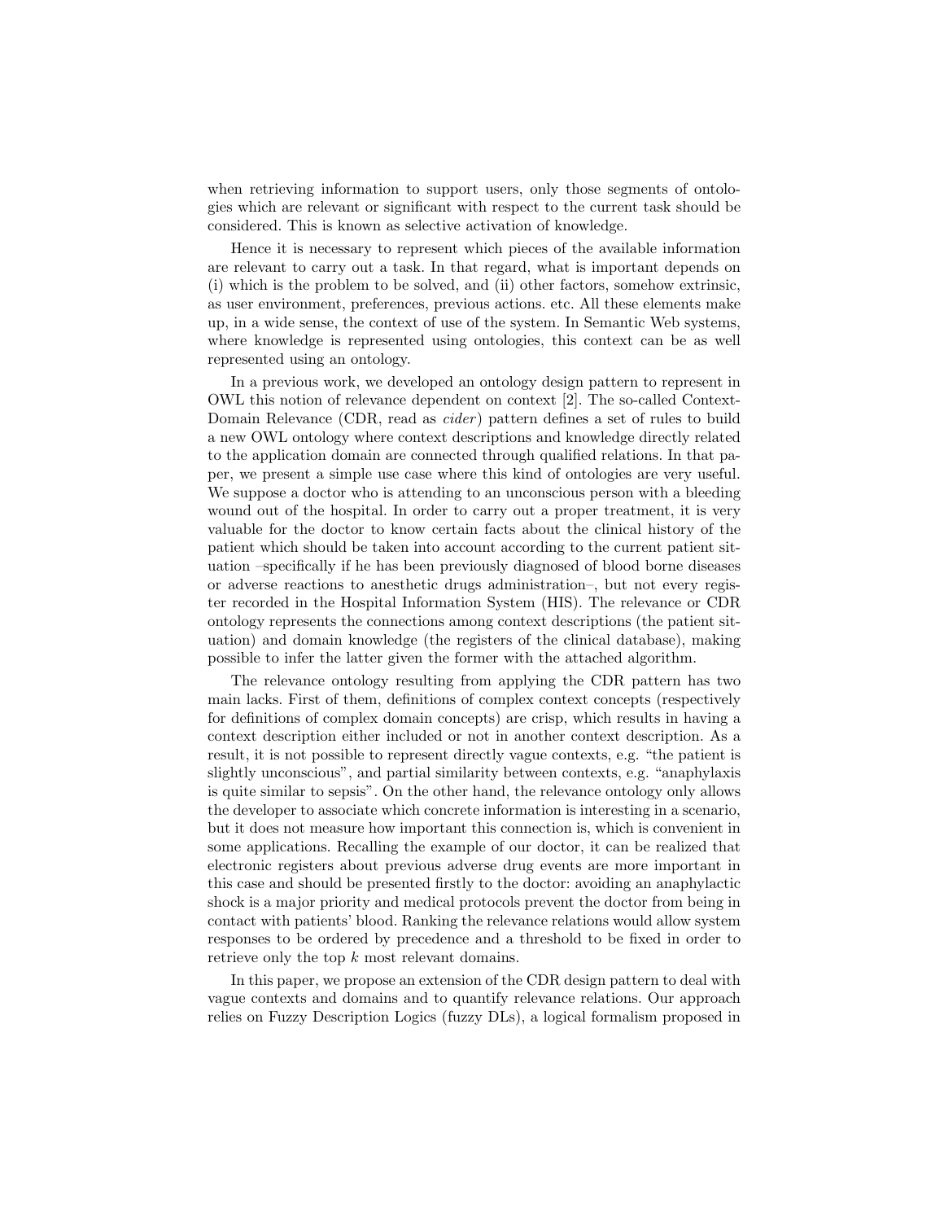when retrieving information to support users, only those segments of ontologies which are relevant or significant with respect to the current task should be considered. This is known as selective activation of knowledge.

Hence it is necessary to represent which pieces of the available information are relevant to carry out a task. In that regard, what is important depends on (i) which is the problem to be solved, and (ii) other factors, somehow extrinsic, as user environment, preferences, previous actions. etc. All these elements make up, in a wide sense, the context of use of the system. In Semantic Web systems, where knowledge is represented using ontologies, this context can be as well represented using an ontology.

In a previous work, we developed an ontology design pattern to represent in OWL this notion of relevance dependent on context [2]. The so-called Context-Domain Relevance (CDR, read as *cider*) pattern defines a set of rules to build a new OWL ontology where context descriptions and knowledge directly related to the application domain are connected through qualified relations. In that paper, we present a simple use case where this kind of ontologies are very useful. We suppose a doctor who is attending to an unconscious person with a bleeding wound out of the hospital. In order to carry out a proper treatment, it is very valuable for the doctor to know certain facts about the clinical history of the patient which should be taken into account according to the current patient situation –specifically if he has been previously diagnosed of blood borne diseases or adverse reactions to anesthetic drugs administration–, but not every register recorded in the Hospital Information System (HIS). The relevance or CDR ontology represents the connections among context descriptions (the patient situation) and domain knowledge (the registers of the clinical database), making possible to infer the latter given the former with the attached algorithm.

The relevance ontology resulting from applying the CDR pattern has two main lacks. First of them, definitions of complex context concepts (respectively for definitions of complex domain concepts) are crisp, which results in having a context description either included or not in another context description. As a result, it is not possible to represent directly vague contexts, e.g. "the patient is slightly unconscious", and partial similarity between contexts, e.g. "anaphylaxis is quite similar to sepsis". On the other hand, the relevance ontology only allows the developer to associate which concrete information is interesting in a scenario, but it does not measure how important this connection is, which is convenient in some applications. Recalling the example of our doctor, it can be realized that electronic registers about previous adverse drug events are more important in this case and should be presented firstly to the doctor: avoiding an anaphylactic shock is a major priority and medical protocols prevent the doctor from being in contact with patients' blood. Ranking the relevance relations would allow system responses to be ordered by precedence and a threshold to be fixed in order to retrieve only the top $k$ most relevant domains.

In this paper, we propose an extension of the CDR design pattern to deal with vague contexts and domains and to quantify relevance relations. Our approach relies on Fuzzy Description Logics (fuzzy DLs), a logical formalism proposed in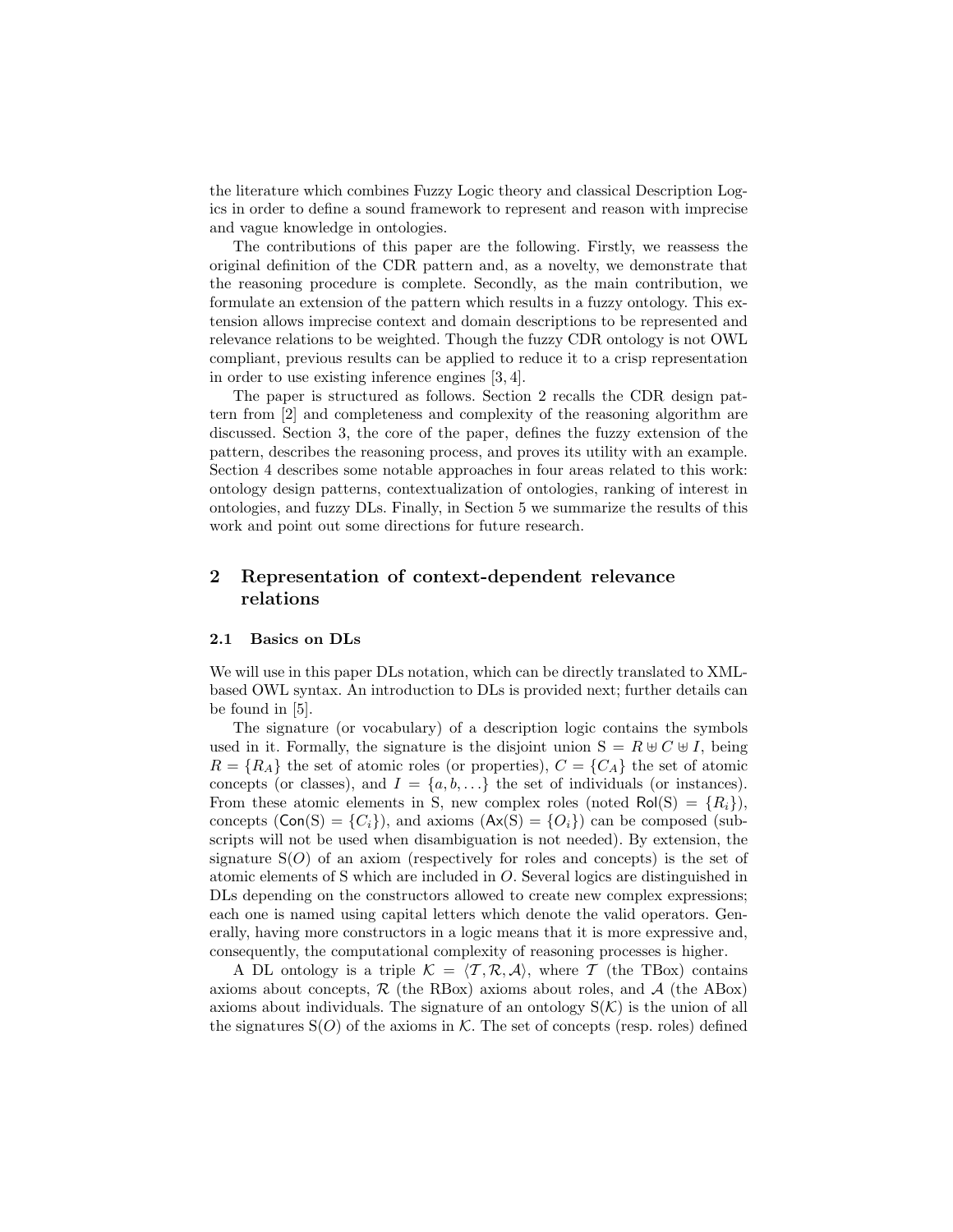the literature which combines Fuzzy Logic theory and classical Description Logics in order to define a sound framework to represent and reason with imprecise and vague knowledge in ontologies.

The contributions of this paper are the following. Firstly, we reassess the original definition of the CDR pattern and, as a novelty, we demonstrate that the reasoning procedure is complete. Secondly, as the main contribution, we formulate an extension of the pattern which results in a fuzzy ontology. This extension allows imprecise context and domain descriptions to be represented and relevance relations to be weighted. Though the fuzzy CDR ontology is not OWL compliant, previous results can be applied to reduce it to a crisp representation in order to use existing inference engines [3, 4].

The paper is structured as follows. Section 2 recalls the CDR design pattern from [2] and completeness and complexity of the reasoning algorithm are discussed. Section 3, the core of the paper, defines the fuzzy extension of the pattern, describes the reasoning process, and proves its utility with an example. Section 4 describes some notable approaches in four areas related to this work: ontology design patterns, contextualization of ontologies, ranking of interest in ontologies, and fuzzy DLs. Finally, in Section 5 we summarize the results of this work and point out some directions for future research.

## 2 Representation of context-dependent relevance relations

### 2.1 Basics on DLs

We will use in this paper DLs notation, which can be directly translated to XML-based OWL syntax. An introduction to DLs is provided next; further details can be found in [5].

The signature (or vocabulary) of a description logic contains the symbols used in it. Formally, the signature is the disjoint union $\mathrm{S} = R \uplus C \uplus I$, being $R = \{R_A\}$ the set of atomic roles (or properties), $C = \{C_A\}$ the set of atomic concepts (or classes), and $I = \{a, b, \ldots\}$ the set of individuals (or instances). From these atomic elements in S, new complex roles (noted $\mathsf{Rol}(\mathrm{S}) = \{R_i\}$), concepts ($\mathsf{Con}(\mathrm{S}) = \{C_i\}$), and axioms ($\mathsf{Ax}(\mathrm{S}) = \{O_i\}$) can be composed (subscripts will not be used when disambiguation is not needed). By extension, the signature $\mathrm{S}(O)$ of an axiom (respectively for roles and concepts) is the set of atomic elements of S which are included in $O$. Several logics are distinguished in DLs depending on the constructors allowed to create new complex expressions; each one is named using capital letters which denote the valid operators. Generally, having more constructors in a logic means that it is more expressive and, consequently, the computational complexity of reasoning processes is higher.

A DL ontology is a triple $\mathcal{K} = \langle \mathcal{T}, \mathcal{R}, \mathcal{A} \rangle$, where $\mathcal{T}$ (the TBox) contains axioms about concepts, $\mathcal{R}$ (the RBox) axioms about roles, and $\mathcal{A}$ (the ABox) axioms about individuals. The signature of an ontology $\mathrm{S}(\mathcal{K})$ is the union of all the signatures $\mathrm{S}(O)$ of the axioms in $\mathcal{K}$. The set of concepts (resp. roles) defined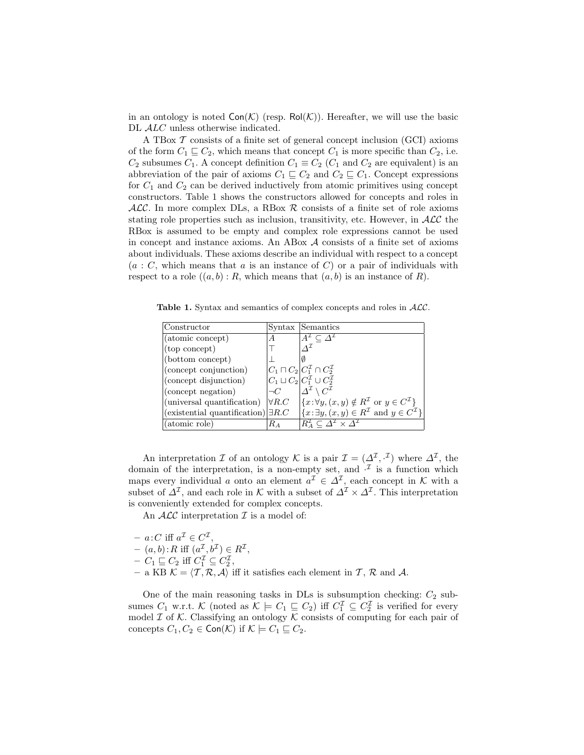in an ontology is noted $\mathsf{Con}(\mathcal{K})$ (resp. $\mathsf{Rol}(\mathcal{K})$). Hereafter, we will use the basic DL $\mathcal{ALC}$ unless otherwise indicated.

A TBox $\mathcal{T}$ consists of a finite set of general concept inclusion (GCI) axioms of the form $C_1 \sqsubseteq C_2$, which means that concept $C_1$ is more specific than $C_2$, i.e. $C_2$ subsumes $C_1$. A concept definition $C_1 \equiv C_2$ ($C_1$ and $C_2$ are equivalent) is an abbreviation of the pair of axioms $C_1 \sqsubseteq C_2$ and $C_2 \sqsubseteq C_1$. Concept expressions for $C_1$ and $C_2$ can be derived inductively from atomic primitives using concept constructors. Table 1 shows the constructors allowed for concepts and roles in $\mathcal{ALC}$. In more complex DLs, a RBox $\mathcal{R}$ consists of a finite set of role axioms stating role properties such as inclusion, transitivity, etc. However, in $\mathcal{ALC}$ the RBox is assumed to be empty and complex role expressions cannot be used in concept and instance axioms. An ABox $\mathcal{A}$ consists of a finite set of axioms about individuals. These axioms describe an individual with respect to a concept ($a : C$, which means that $a$ is an instance of $C$) or a pair of individuals with respect to a role ($(a, b) : R$, which means that $(a, b)$ is an instance of $R$).

**Table 1.** Syntax and semantics of complex concepts and roles in $\mathcal{ALC}$.

| Constructor | Syntax | Semantics |
|---|---|---|
| (atomic concept) | $A$ | $A^{\mathcal{I}} \subseteq \Delta^{\mathcal{I}}$ |
| (top concept) | $\top$ | $\Delta^{\mathcal{I}}$ |
| (bottom concept) | $\bot$ | $\emptyset$ |
| (concept conjunction) | $C_1 \sqcap C_2$ | $C_1^{\mathcal{I}} \cap C_2^{\mathcal{I}}$ |
| (concept disjunction) | $C_1 \sqcup C_2$ | $C_1^{\mathcal{I}} \cup C_2^{\mathcal{I}}$ |
| (concept negation) | $\neg C$ | $\Delta^{\mathcal{I}} \setminus C^{\mathcal{I}}$ |
| (universal quantification) | $\forall R.C$ | $\{x : \forall y, (x, y) \notin R^{\mathcal{I}} \text{ or } y \in C^{\mathcal{I}}\}$ |
| (existential quantification) | $\exists R.C$ | $\{x : \exists y, (x, y) \in R^{\mathcal{I}} \text{ and } y \in C^{\mathcal{I}}\}$ |
| (atomic role) | $R_A$ | $R_A^{\mathcal{I}} \subseteq \Delta^{\mathcal{I}} \times \Delta^{\mathcal{I}}$ |

An interpretation $\mathcal{I}$ of an ontology $\mathcal{K}$ is a pair $\mathcal{I} = (\Delta^{\mathcal{I}}, \cdot^{\mathcal{I}})$ where $\Delta^{\mathcal{I}}$, the domain of the interpretation, is a non-empty set, and $\cdot^{\mathcal{I}}$ is a function which maps every individual $a$ onto an element $a^{\mathcal{I}} \in \Delta^{\mathcal{I}}$, each concept in $\mathcal{K}$ with a subset of $\Delta^{\mathcal{I}}$, and each role in $\mathcal{K}$ with a subset of $\Delta^{\mathcal{I}} \times \Delta^{\mathcal{I}}$. This interpretation is conveniently extended for complex concepts.

An $\mathcal{ALC}$ interpretation $\mathcal{I}$ is a model of:

- $a : C$ iff $a^{\mathcal{I}} \in C^{\mathcal{I}}$,
- $(a, b) : R$ iff $(a^{\mathcal{I}}, b^{\mathcal{I}}) \in R^{\mathcal{I}}$,
- $C_1 \sqsubseteq C_2$ iff $C_1^{\mathcal{I}} \subseteq C_2^{\mathcal{I}}$,
- a KB $\mathcal{K} = \langle \mathcal{T}, \mathcal{R}, \mathcal{A} \rangle$ iff it satisfies each element in $\mathcal{T}$, $\mathcal{R}$ and $\mathcal{A}$.

One of the main reasoning tasks in DLs is subsumption checking: $C_2$ subsumes $C_1$ w.r.t. $\mathcal{K}$ (noted as $\mathcal{K} \models C_1 \sqsubseteq C_2$) iff $C_1^{\mathcal{I}} \subseteq C_2^{\mathcal{I}}$ is verified for every model $\mathcal{I}$ of $\mathcal{K}$. Classifying an ontology $\mathcal{K}$ consists of computing for each pair of concepts $C_1, C_2 \in \mathsf{Con}(\mathcal{K})$ if $\mathcal{K} \models C_1 \sqsubseteq C_2$.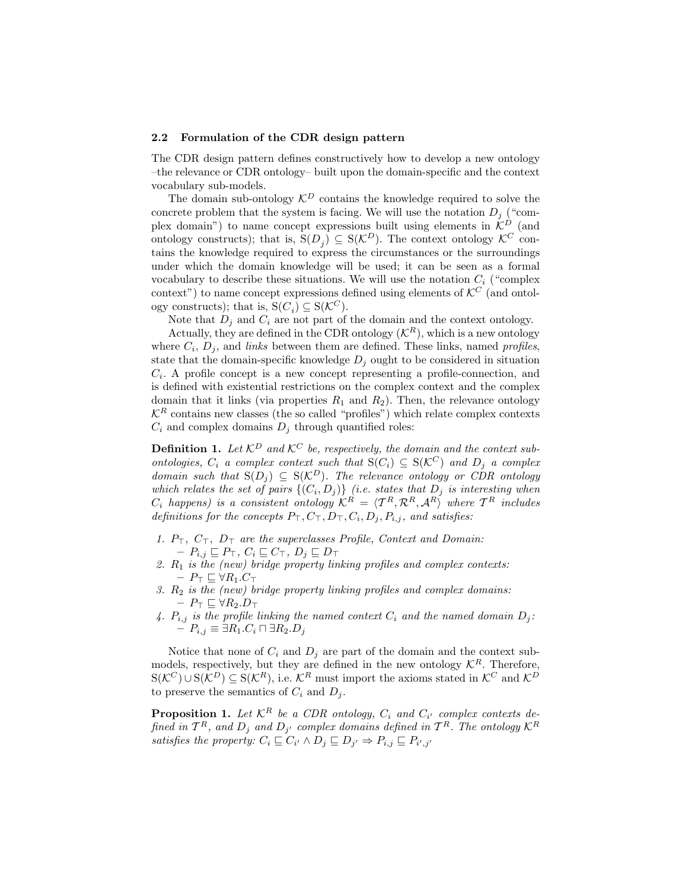### 2.2 Formulation of the CDR design pattern

The CDR design pattern defines constructively how to develop a new ontology –the relevance or CDR ontology– built upon the domain-specific and the context vocabulary sub-models.

The domain sub-ontology $\mathcal{K}^D$ contains the knowledge required to solve the concrete problem that the system is facing. We will use the notation $D_j$ ("complex domain") to name concept expressions built using elements in $\mathcal{K}^D$ (and ontology constructs); that is, $\mathrm{S}(D_j) \subseteq \mathrm{S}(\mathcal{K}^D)$. The context ontology $\mathcal{K}^C$ contains the knowledge required to express the circumstances or the surroundings under which the domain knowledge will be used; it can be seen as a formal vocabulary to describe these situations. We will use the notation $C_i$ ("complex context") to name concept expressions defined using elements of $\mathcal{K}^C$ (and ontology constructs); that is, $\mathrm{S}(C_i) \subseteq \mathrm{S}(\mathcal{K}^C)$.

Note that $D_j$ and $C_i$ are not part of the domain and the context ontology.

Actually, they are defined in the CDR ontology ($\mathcal{K}^R$), which is a new ontology where $C_i$, $D_j$, and *links* between them are defined. These links, named *profiles*, state that the domain-specific knowledge $D_j$ ought to be considered in situation $C_i$. A profile concept is a new concept representing a profile-connection, and is defined with existential restrictions on the complex context and the complex domain that it links (via properties $R_1$ and $R_2$). Then, the relevance ontology $\mathcal{K}^R$ contains new classes (the so called "profiles") which relate complex contexts $C_i$ and complex domains $D_j$ through quantified roles:

**Definition 1.** *Let $\mathcal{K}^D$ and $\mathcal{K}^C$ be, respectively, the domain and the context sub-ontologies, $C_i$ a complex context such that $\mathrm{S}(C_i) \subseteq \mathrm{S}(\mathcal{K}^C)$ and $D_j$ a complex domain such that $\mathrm{S}(D_j) \subseteq \mathrm{S}(\mathcal{K}^D)$. The relevance ontology or CDR ontology which relates the set of pairs $\{(C_i, D_j)\}$ (i.e. states that $D_j$ is interesting when $C_i$ happens) is a consistent ontology $\mathcal{K}^R = \langle \mathcal{T}^R, \mathcal{R}^R, \mathcal{A}^R \rangle$ where $\mathcal{T}^R$ includes definitions for the concepts $P_\top, C_\top, D_\top, C_i, D_j, P_{i,j}$, and satisfies:*

1. *$P_\top$, $C_\top$, $D_\top$ are the superclasses Profile, Context and Domain:*
   - $P_{i,j} \sqsubseteq P_\top$, $C_i \sqsubseteq C_\top$, $D_j \sqsubseteq D_\top$
2. *$R_1$ is the (new) bridge property linking profiles and complex contexts:*
   - $P_\top \sqsubseteq \forall R_1.C_\top$
3. *$R_2$ is the (new) bridge property linking profiles and complex domains:*
   - $P_\top \sqsubseteq \forall R_2.D_\top$
4. *$P_{i,j}$ is the profile linking the named context $C_i$ and the named domain $D_j$:*
   - $P_{i,j} \equiv \exists R_1.C_i \sqcap \exists R_2.D_j$

Notice that none of $C_i$ and $D_j$ are part of the domain and the context sub-models, respectively, but they are defined in the new ontology $\mathcal{K}^R$. Therefore, $\mathrm{S}(\mathcal{K}^C) \cup \mathrm{S}(\mathcal{K}^D) \subseteq \mathrm{S}(\mathcal{K}^R)$, i.e. $\mathcal{K}^R$ must import the axioms stated in $\mathcal{K}^C$ and $\mathcal{K}^D$ to preserve the semantics of $C_i$ and $D_j$.

**Proposition 1.** *Let $\mathcal{K}^R$ be a CDR ontology, $C_i$ and $C_{i'}$ complex contexts defined in $\mathcal{T}^R$, and $D_j$ and $D_{j'}$ complex domains defined in $\mathcal{T}^R$. The ontology $\mathcal{K}^R$ satisfies the property: $C_i \sqsubseteq C_{i'} \wedge D_j \sqsubseteq D_{j'} \Rightarrow P_{i,j} \sqsubseteq P_{i',j'}$*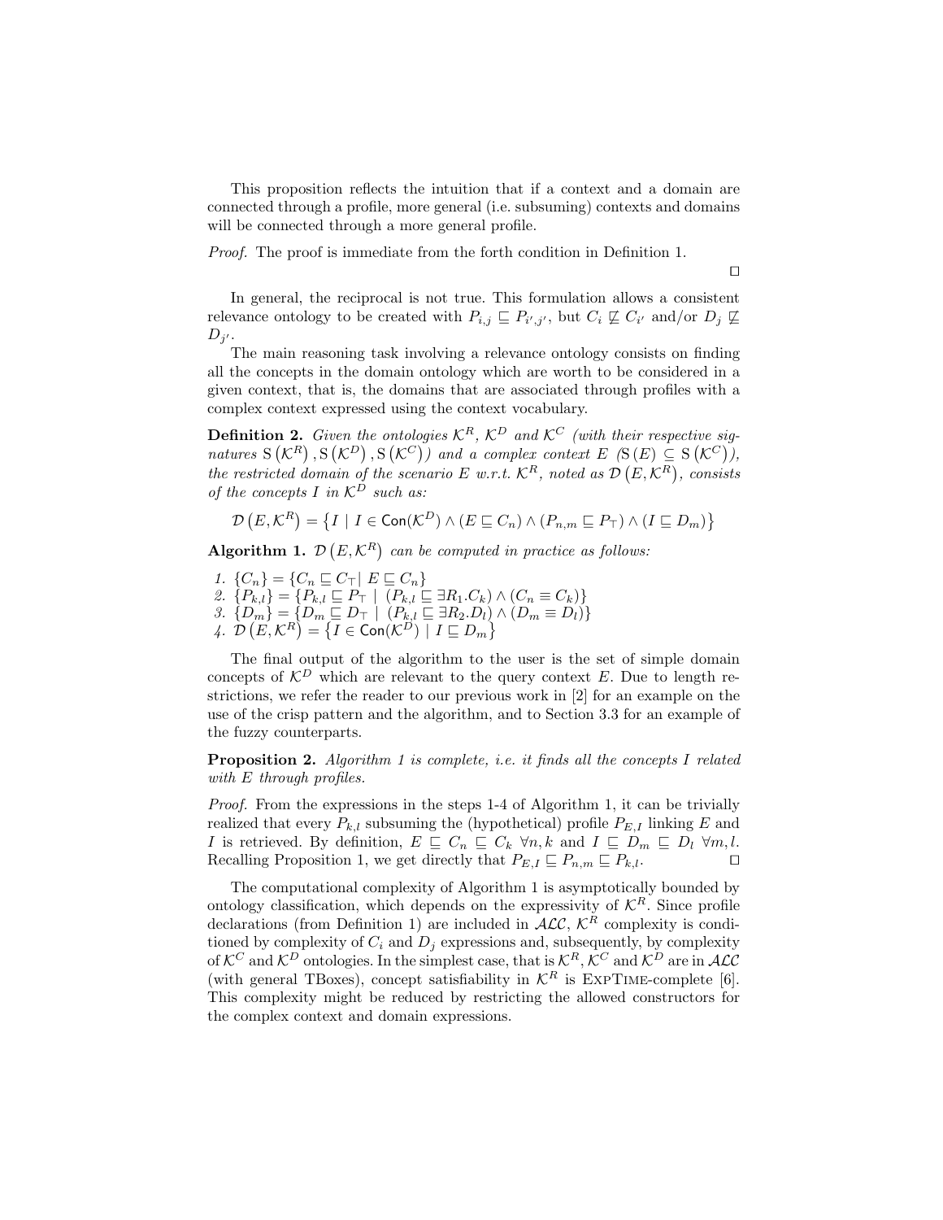This proposition reflects the intuition that if a context and a domain are connected through a profile, more general (i.e. subsuming) contexts and domains will be connected through a more general profile.

*Proof.* The proof is immediate from the forth condition in Definition 1. □

In general, the reciprocal is not true. This formulation allows a consistent relevance ontology to be created with $P_{i,j} \sqsubseteq P_{i',j'}$, but $C_i \not\sqsubseteq C_{i'}$ and/or $D_j \not\sqsubseteq D_{j'}$.

The main reasoning task involving a relevance ontology consists on finding all the concepts in the domain ontology which are worth to be considered in a given context, that is, the domains that are associated through profiles with a complex context expressed using the context vocabulary.

**Definition 2.** *Given the ontologies $\mathcal{K}^R$, $\mathcal{K}^D$ and $\mathcal{K}^C$ (with their respective signatures $\mathrm{S}\left(\mathcal{K}^R\right), \mathrm{S}\left(\mathcal{K}^D\right), \mathrm{S}\left(\mathcal{K}^C\right)$) and a complex context $E$ ($\mathrm{S}\left(E\right) \subseteq \mathrm{S}\left(\mathcal{K}^C\right)$), the restricted domain of the scenario $E$ w.r.t. $\mathcal{K}^R$, noted as $\mathcal{D}\left(E, \mathcal{K}^R\right)$, consists of the concepts $I$ in $\mathcal{K}^D$ such as:*

$$\mathcal{D}\left(E, \mathcal{K}^R\right) = \left\{ I \mid I \in \mathsf{Con}(\mathcal{K}^D) \wedge (E \sqsubseteq C_n) \wedge (P_{n,m} \sqsubseteq P_\top) \wedge (I \sqsubseteq D_m) \right\}$$

**Algorithm 1.** *$\mathcal{D}\left(E, \mathcal{K}^R\right)$ can be computed in practice as follows:*

1. $\{C_n\} = \{C_n \sqsubseteq C_\top \mid E \sqsubseteq C_n\}$
2. $\{P_{k,l}\} = \{P_{k,l} \sqsubseteq P_\top \mid (P_{k,l} \sqsubseteq \exists R_1.C_k) \wedge (C_n \equiv C_k)\}$
3. $\{D_m\} = \{D_m \sqsubseteq D_\top \mid (P_{k,l} \sqsubseteq \exists R_2.D_l) \wedge (D_m \equiv D_l)\}$
4. $\mathcal{D}\left(E, \mathcal{K}^R\right) = \left\{ I \in \mathsf{Con}(\mathcal{K}^D) \mid I \sqsubseteq D_m \right\}$

The final output of the algorithm to the user is the set of simple domain concepts of $\mathcal{K}^D$ which are relevant to the query context $E$. Due to length restrictions, we refer the reader to our previous work in [2] for an example on the use of the crisp pattern and the algorithm, and to Section 3.3 for an example of the fuzzy counterparts.

**Proposition 2.** *Algorithm 1 is complete, i.e. it finds all the concepts $I$ related with $E$ through profiles.*

*Proof.* From the expressions in the steps 1-4 of Algorithm 1, it can be trivially realized that every $P_{k,l}$ subsuming the (hypothetical) profile $P_{E,I}$ linking $E$ and $I$ is retrieved. By definition, $E \sqsubseteq C_n \sqsubseteq C_k \ \forall n, k$ and $I \sqsubseteq D_m \sqsubseteq D_l \ \forall m, l$. Recalling Proposition 1, we get directly that $P_{E,I} \sqsubseteq P_{n,m} \sqsubseteq P_{k,l}$. □

The computational complexity of Algorithm 1 is asymptotically bounded by ontology classification, which depends on the expressivity of $\mathcal{K}^R$. Since profile declarations (from Definition 1) are included in $\mathcal{ALC}$, $\mathcal{K}^R$ complexity is conditioned by complexity of $C_i$ and $D_j$ expressions and, subsequently, by complexity of $\mathcal{K}^C$ and $\mathcal{K}^D$ ontologies. In the simplest case, that is $\mathcal{K}^R$, $\mathcal{K}^C$ and $\mathcal{K}^D$ are in $\mathcal{ALC}$ (with general TBoxes), concept satisfiability in $\mathcal{K}^R$ is ExpTime-complete [6]. This complexity might be reduced by restricting the allowed constructors for the complex context and domain expressions.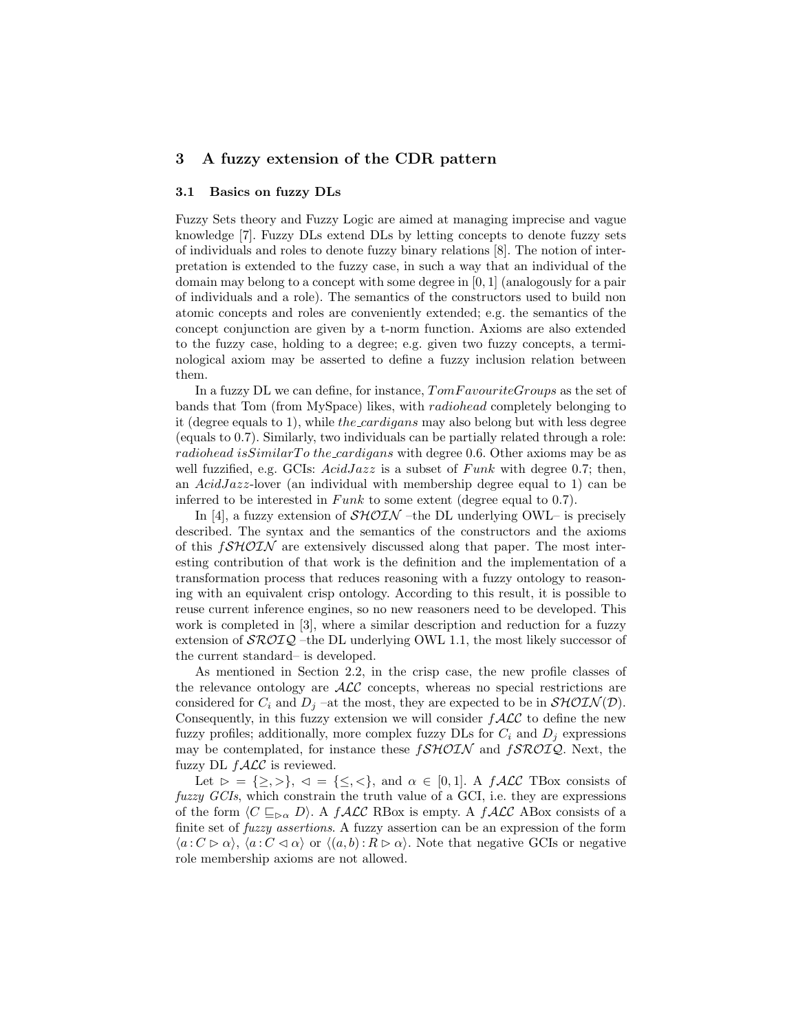## 3 A fuzzy extension of the CDR pattern

### 3.1 Basics on fuzzy DLs

Fuzzy Sets theory and Fuzzy Logic are aimed at managing imprecise and vague knowledge [7]. Fuzzy DLs extend DLs by letting concepts to denote fuzzy sets of individuals and roles to denote fuzzy binary relations [8]. The notion of interpretation is extended to the fuzzy case, in such a way that an individual of the domain may belong to a concept with some degree in $[0, 1]$ (analogously for a pair of individuals and a role). The semantics of the constructors used to build non atomic concepts and roles are conveniently extended; e.g. the semantics of the concept conjunction are given by a t-norm function. Axioms are also extended to the fuzzy case, holding to a degree; e.g. given two fuzzy concepts, a terminological axiom may be asserted to define a fuzzy inclusion relation between them.

In a fuzzy DL we can define, for instance, $TomFavouriteGroups$ as the set of bands that Tom (from MySpace) likes, with *radiohead* completely belonging to it (degree equals to 1), while *the_cardigans* may also belong but with less degree (equals to 0.7). Similarly, two individuals can be partially related through a role: *radiohead isSimilarTo the_cardigans* with degree 0.6. Other axioms may be as well fuzzified, e.g. GCIs: $AcidJazz$ is a subset of $Funk$ with degree 0.7; then, an $AcidJazz$-lover (an individual with membership degree equal to 1) can be inferred to be interested in $Funk$ to some extent (degree equal to 0.7).

In [4], a fuzzy extension of $\mathcal{SHOIN}$ –the DL underlying OWL– is precisely described. The syntax and the semantics of the constructors and the axioms of this $f\mathcal{SHOIN}$ are extensively discussed along that paper. The most interesting contribution of that work is the definition and the implementation of a transformation process that reduces reasoning with a fuzzy ontology to reasoning with an equivalent crisp ontology. According to this result, it is possible to reuse current inference engines, so no new reasoners need to be developed. This work is completed in [3], where a similar description and reduction for a fuzzy extension of $\mathcal{SROIQ}$ –the DL underlying OWL 1.1, the most likely successor of the current standard– is developed.

As mentioned in Section 2.2, in the crisp case, the new profile classes of the relevance ontology are $\mathcal{ALC}$ concepts, whereas no special restrictions are considered for $C_i$ and $D_j$ –at the most, they are expected to be in $\mathcal{SHOIN}(\mathcal{D})$. Consequently, in this fuzzy extension we will consider $f\mathcal{ALC}$ to define the new fuzzy profiles; additionally, more complex fuzzy DLs for $C_i$ and $D_j$ expressions may be contemplated, for instance these $f\mathcal{SHOIN}$ and $f\mathcal{SROIQ}$. Next, the fuzzy DL $f\mathcal{ALC}$ is reviewed.

Let $\rhd = \{\geq, >\}$, $\lhd = \{\leq, <\}$, and $\alpha \in [0, 1]$. A $f\mathcal{ALC}$ TBox consists of *fuzzy GCIs*, which constrain the truth value of a GCI, i.e. they are expressions of the form $\langle C \sqsubseteq_{\rhd\alpha} D\rangle$. A $f\mathcal{ALC}$ RBox is empty. A $f\mathcal{ALC}$ ABox consists of a finite set of *fuzzy assertions*. A fuzzy assertion can be an expression of the form $\langle a : C \rhd \alpha\rangle$, $\langle a : C \lhd \alpha\rangle$ or $\langle (a, b) : R \rhd \alpha\rangle$. Note that negative GCIs or negative role membership axioms are not allowed.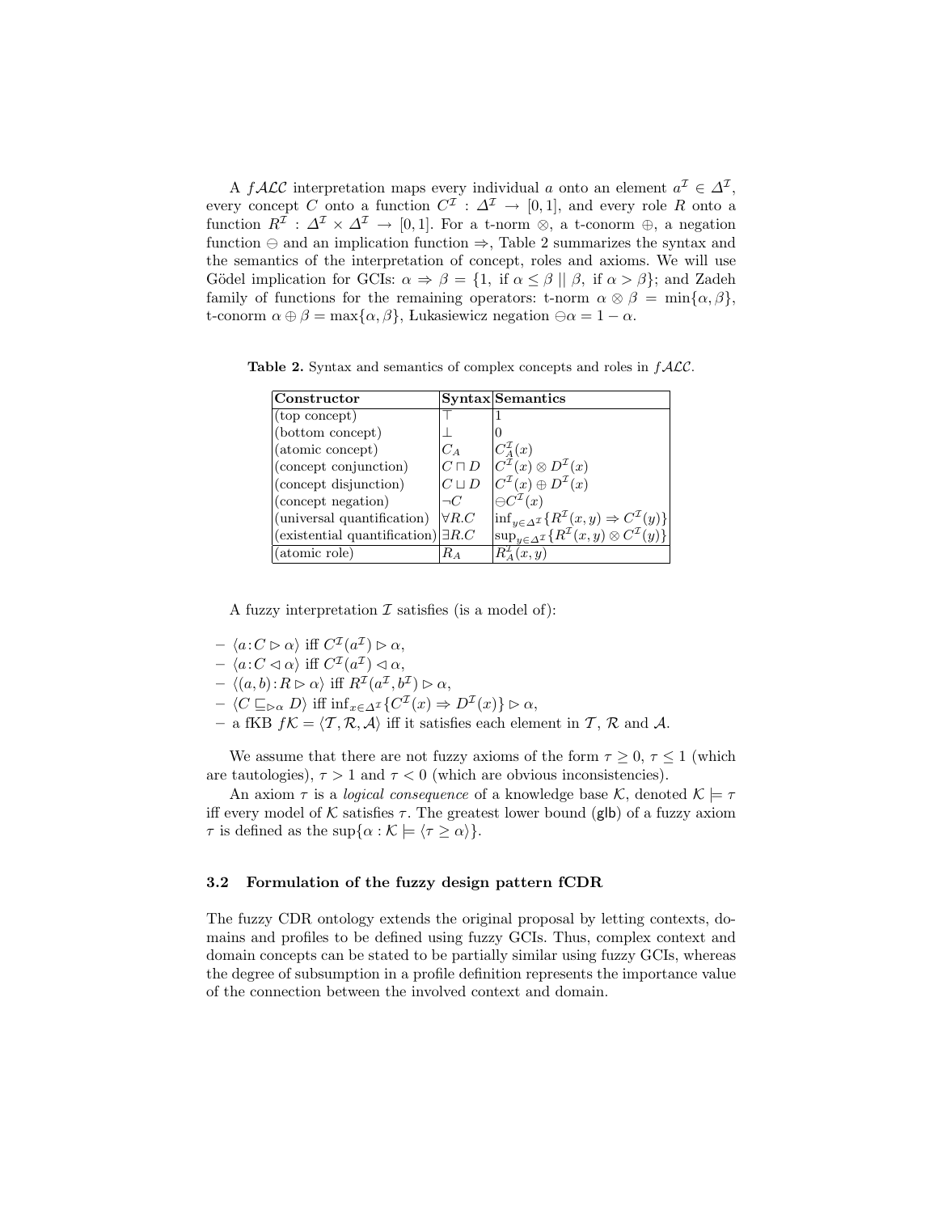A $f\mathcal{ALC}$ interpretation maps every individual $a$ onto an element $a^{\mathcal{I}} \in \Delta^{\mathcal{I}}$, every concept $C$ onto a function $C^{\mathcal{I}} : \Delta^{\mathcal{I}} \rightarrow [0,1]$, and every role $R$ onto a function $R^{\mathcal{I}} : \Delta^{\mathcal{I}} \times \Delta^{\mathcal{I}} \rightarrow [0,1]$. For a t-norm $\otimes$, a t-conorm $\oplus$, a negation function $\ominus$ and an implication function $\Rightarrow$, Table 2 summarizes the syntax and the semantics of the interpretation of concept, roles and axioms. We will use Gödel implication for GCIs: $\alpha \Rightarrow \beta = \{1, \text{ if } \alpha \leq \beta \mid\mid \beta, \text{ if } \alpha > \beta\}$; and Zadeh family of functions for the remaining operators: t-norm $\alpha \otimes \beta = \min\{\alpha, \beta\}$, t-conorm $\alpha \oplus \beta = \max\{\alpha, \beta\}$, Łukasiewicz negation $\ominus\alpha = 1 - \alpha$.

**Table 2.** Syntax and semantics of complex concepts and roles in $f\mathcal{ALC}$.

| Constructor | Syntax | Semantics |
|---|---|---|
| (top concept) | $\top$ | 1 |
| (bottom concept) | $\bot$ | 0 |
| (atomic concept) | $C_A$ | $C_A^{\mathcal{I}}(x)$ |
| (concept conjunction) | $C \sqcap D$ | $C^{\mathcal{I}}(x) \otimes D^{\mathcal{I}}(x)$ |
| (concept disjunction) | $C \sqcup D$ | $C^{\mathcal{I}}(x) \oplus D^{\mathcal{I}}(x)$ |
| (concept negation) | $\neg C$ | $\ominus C^{\mathcal{I}}(x)$ |
| (universal quantification) | $\forall R.C$ | $\inf_{y \in \Delta^{\mathcal{I}}}\{R^{\mathcal{I}}(x,y) \Rightarrow C^{\mathcal{I}}(y)\}$ |
| (existential quantification) | $\exists R.C$ | $\sup_{y \in \Delta^{\mathcal{I}}}\{R^{\mathcal{I}}(x,y) \otimes C^{\mathcal{I}}(y)\}$ |
| (atomic role) | $R_A$ | $R_A^{\mathcal{I}}(x,y)$ |

A fuzzy interpretation $\mathcal{I}$ satisfies (is a model of):

- $\langle a : C \rhd \alpha \rangle$ iff $C^{\mathcal{I}}(a^{\mathcal{I}}) \rhd \alpha$,
- $\langle a : C \lhd \alpha \rangle$ iff $C^{\mathcal{I}}(a^{\mathcal{I}}) \lhd \alpha$,
- $\langle (a,b) : R \rhd \alpha \rangle$ iff $R^{\mathcal{I}}(a^{\mathcal{I}}, b^{\mathcal{I}}) \rhd \alpha$,
- $\langle C \sqsubseteq_{\rhd\alpha} D \rangle$ iff $\inf_{x \in \Delta^{\mathcal{I}}}\{C^{\mathcal{I}}(x) \Rightarrow D^{\mathcal{I}}(x)\} \rhd \alpha$,
- a fKB $f\mathcal{K} = \langle \mathcal{T}, \mathcal{R}, \mathcal{A} \rangle$ iff it satisfies each element in $\mathcal{T}$, $\mathcal{R}$ and $\mathcal{A}$.

We assume that there are not fuzzy axioms of the form $\tau \geq 0$, $\tau \leq 1$ (which are tautologies), $\tau > 1$ and $\tau < 0$ (which are obvious inconsistencies).

An axiom $\tau$ is a *logical consequence* of a knowledge base $\mathcal{K}$, denoted $\mathcal{K} \models \tau$ iff every model of $\mathcal{K}$ satisfies $\tau$. The greatest lower bound (glb) of a fuzzy axiom $\tau$ is defined as the $\sup\{\alpha : \mathcal{K} \models \langle \tau \geq \alpha \rangle\}$.

### 3.2 Formulation of the fuzzy design pattern fCDR

The fuzzy CDR ontology extends the original proposal by letting contexts, domains and profiles to be defined using fuzzy GCIs. Thus, complex context and domain concepts can be stated to be partially similar using fuzzy GCIs, whereas the degree of subsumption in a profile definition represents the importance value of the connection between the involved context and domain.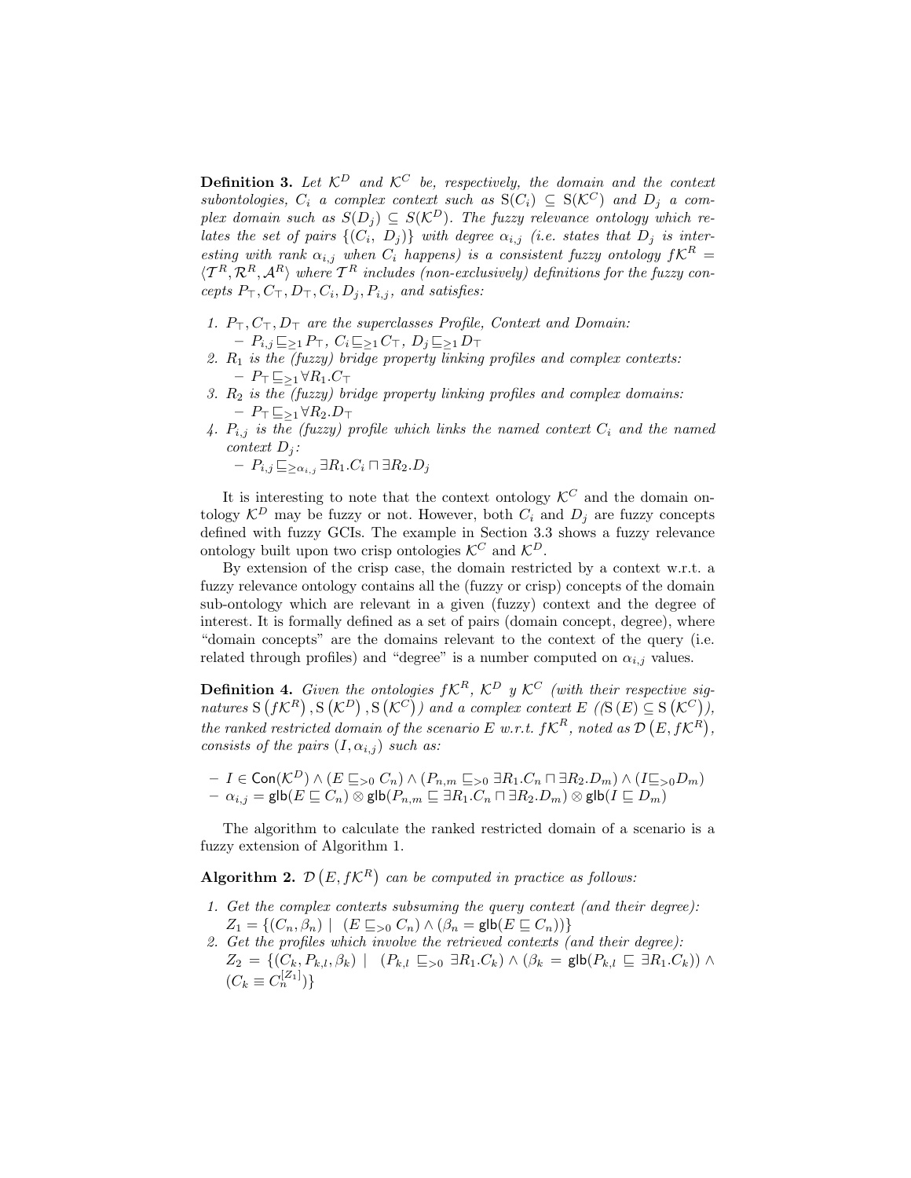**Definition 3.** *Let $\mathcal{K}^D$ and $\mathcal{K}^C$ be, respectively, the domain and the context subontologies, $C_i$ a complex context such as $\mathrm{S}(C_i) \subseteq \mathrm{S}(\mathcal{K}^C)$ and $D_j$ a complex domain such as $S(D_j) \subseteq S(\mathcal{K}^D)$. The fuzzy relevance ontology which relates the set of pairs $\{(C_i,\ D_j)\}$ with degree $\alpha_{i,j}$ (i.e. states that $D_j$ is interesting with rank $\alpha_{i,j}$ when $C_i$ happens) is a consistent fuzzy ontology $f\mathcal{K}^R = \langle \mathcal{T}^R, \mathcal{R}^R, \mathcal{A}^R \rangle$ where $\mathcal{T}^R$ includes (non-exclusively) definitions for the fuzzy concepts $P_\top, C_\top, D_\top, C_i, D_j, P_{i,j}$, and satisfies:*

1. *$P_\top, C_\top, D_\top$ are the superclasses Profile, Context and Domain:*
   - $P_{i,j} \sqsubseteq_{\geq 1} P_\top,\ C_i \sqsubseteq_{\geq 1} C_\top,\ D_j \sqsubseteq_{\geq 1} D_\top$
2. *$R_1$ is the (fuzzy) bridge property linking profiles and complex contexts:*
   - $P_\top \sqsubseteq_{\geq 1} \forall R_1.C_\top$
3. *$R_2$ is the (fuzzy) bridge property linking profiles and complex domains:*
   - $P_\top \sqsubseteq_{\geq 1} \forall R_2.D_\top$
4. *$P_{i,j}$ is the (fuzzy) profile which links the named context $C_i$ and the named context $D_j$:*
   - $P_{i,j} \sqsubseteq_{\geq \alpha_{i,j}} \exists R_1.C_i \sqcap \exists R_2.D_j$

It is interesting to note that the context ontology $\mathcal{K}^C$ and the domain ontology $\mathcal{K}^D$ may be fuzzy or not. However, both $C_i$ and $D_j$ are fuzzy concepts defined with fuzzy GCIs. The example in Section 3.3 shows a fuzzy relevance ontology built upon two crisp ontologies $\mathcal{K}^C$ and $\mathcal{K}^D$.

By extension of the crisp case, the domain restricted by a context w.r.t. a fuzzy relevance ontology contains all the (fuzzy or crisp) concepts of the domain sub-ontology which are relevant in a given (fuzzy) context and the degree of interest. It is formally defined as a set of pairs (domain concept, degree), where "domain concepts" are the domains relevant to the context of the query (i.e. related through profiles) and "degree" is a number computed on $\alpha_{i,j}$ values.

**Definition 4.** *Given the ontologies $f\mathcal{K}^R$, $\mathcal{K}^D$ y $\mathcal{K}^C$ (with their respective signatures $\mathrm{S}\left(f\mathcal{K}^R\right), \mathrm{S}\left(\mathcal{K}^D\right), \mathrm{S}\left(\mathcal{K}^C\right)$) and a complex context $E$ (($\mathrm{S}\left(E\right) \subseteq \mathrm{S}\left(\mathcal{K}^C\right)$), the ranked restricted domain of the scenario $E$ w.r.t. $f\mathcal{K}^R$, noted as $\mathcal{D}\left(E, f\mathcal{K}^R\right)$, consists of the pairs $(I, \alpha_{i,j})$ such as:*

- $I \in \mathsf{Con}(\mathcal{K}^D) \wedge (E \sqsubseteq_{>0} C_n) \wedge (P_{n,m} \sqsubseteq_{>0} \exists R_1.C_n \sqcap \exists R_2.D_m) \wedge (I \sqsubseteq_{>0} D_m)$
- $\alpha_{i,j} = \mathsf{glb}(E \sqsubseteq C_n) \otimes \mathsf{glb}(P_{n,m} \sqsubseteq \exists R_1.C_n \sqcap \exists R_2.D_m) \otimes \mathsf{glb}(I \sqsubseteq D_m)$

The algorithm to calculate the ranked restricted domain of a scenario is a fuzzy extension of Algorithm 1.

**Algorithm 2.** *$\mathcal{D}\left(E, f\mathcal{K}^R\right)$ can be computed in practice as follows:*

1. *Get the complex contexts subsuming the query context (and their degree):*
   $Z_1 = \{(C_n, \beta_n) \mid (E \sqsubseteq_{>0} C_n) \wedge (\beta_n = \mathsf{glb}(E \sqsubseteq C_n))\}$
2. *Get the profiles which involve the retrieved contexts (and their degree):*
   $Z_2 = \{(C_k, P_{k,l}, \beta_k) \mid (P_{k,l} \sqsubseteq_{>0} \exists R_1.C_k) \wedge (\beta_k = \mathsf{glb}(P_{k,l} \sqsubseteq \exists R_1.C_k)) \wedge (C_k \equiv C_n^{[Z_1]})\}$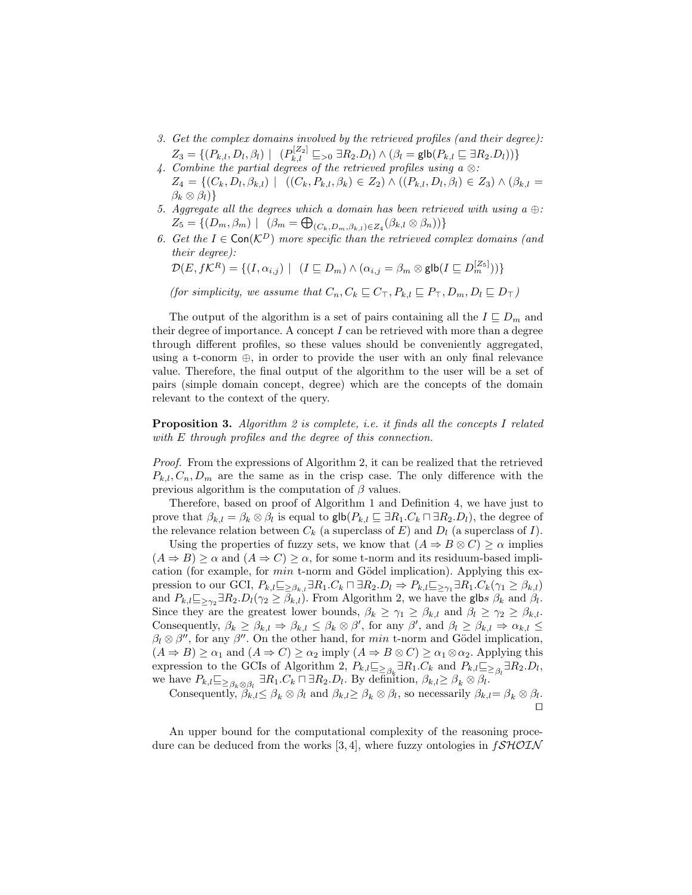3. *Get the complex domains involved by the retrieved profiles (and their degree):* $Z_3 = \{(P_{k,l}, D_l, \beta_l) \mid (P_{k,l}^{[Z_2]} \sqsubseteq_{>0} \exists R_2.D_l) \wedge (\beta_l = \mathsf{glb}(P_{k,l} \sqsubseteq \exists R_2.D_l))\}$
4. *Combine the partial degrees of the retrieved profiles using a* $\otimes$*:* $Z_4 = \{(C_k, D_l, \beta_{k,l}) \mid ((C_k, P_{k,l}, \beta_k) \in Z_2) \wedge ((P_{k,l}, D_l, \beta_l) \in Z_3) \wedge (\beta_{k,l} = \beta_k \otimes \beta_l)\}$
5. *Aggregate all the degrees which a domain has been retrieved with using a* $\oplus$*:* $Z_5 = \{(D_m, \beta_m) \mid (\beta_m = \bigoplus_{(C_k, D_m, \beta_{k,l}) \in Z_4} (\beta_{k,l} \otimes \beta_n))\}$
6. *Get the* $I \in \mathsf{Con}(\mathcal{K}^D)$ *more specific than the retrieved complex domains (and their degree):* $\mathcal{D}(E, f\mathcal{K}^R) = \{(I, \alpha_{i,j}) \mid (I \sqsubseteq D_m) \wedge (\alpha_{i,j} = \beta_m \otimes \mathsf{glb}(I \sqsubseteq D_m^{[Z_5]}))\}$

   *(for simplicity, we assume that* $C_n, C_k \sqsubseteq C_\top, P_{k,l} \sqsubseteq P_\top, D_m, D_l \sqsubseteq D_\top$*)*

The output of the algorithm is a set of pairs containing all the $I \sqsubseteq D_m$ and their degree of importance. A concept $I$ can be retrieved with more than a degree through different profiles, so these values should be conveniently aggregated, using a t-conorm $\oplus$, in order to provide the user with an only final relevance value. Therefore, the final output of the algorithm to the user will be a set of pairs (simple domain concept, degree) which are the concepts of the domain relevant to the context of the query.

**Proposition 3.** *Algorithm 2 is complete, i.e. it finds all the concepts I related with E through profiles and the degree of this connection.*

*Proof.* From the expressions of Algorithm 2, it can be realized that the retrieved $P_{k,l}, C_n, D_m$ are the same as in the crisp case. The only difference with the previous algorithm is the computation of $\beta$ values.

Therefore, based on proof of Algorithm 1 and Definition 4, we have just to prove that $\beta_{k,l} = \beta_k \otimes \beta_l$ is equal to $\mathsf{glb}(P_{k,l} \sqsubseteq \exists R_1.C_k \sqcap \exists R_2.D_l)$, the degree of the relevance relation between $C_k$ (a superclass of $E$) and $D_l$ (a superclass of $I$).

Using the properties of fuzzy sets, we know that $(A \Rightarrow B \otimes C) \geq \alpha$ implies $(A \Rightarrow B) \geq \alpha$ and $(A \Rightarrow C) \geq \alpha$, for some t-norm and its residuum-based implication (for example, for *min* t-norm and Gödel implication). Applying this expression to our GCI, $P_{k,l} \sqsubseteq_{\geq \beta_{k,l}} \exists R_1.C_k \sqcap \exists R_2.D_l \Rightarrow P_{k,l} \sqsubseteq_{\geq \gamma_1} \exists R_1.C_k (\gamma_1 \geq \beta_{k,l})$ and $P_{k,l} \sqsubseteq_{\geq \gamma_2} \exists R_2.D_l (\gamma_2 \geq \beta_{k,l})$. From Algorithm 2, we have the glbs $\beta_k$ and $\beta_l$. Since they are the greatest lower bounds, $\beta_k \geq \gamma_1 \geq \beta_{k,l}$ and $\beta_l \geq \gamma_2 \geq \beta_{k,l}$. Consequently, $\beta_k \geq \beta_{k,l} \Rightarrow \beta_{k,l} \leq \beta_k \otimes \beta'$, for any $\beta'$, and $\beta_l \geq \beta_{k,l} \Rightarrow \alpha_{k,l} \leq \beta_l \otimes \beta''$, for any $\beta''$. On the other hand, for *min* t-norm and Gödel implication, $(A \Rightarrow B) \geq \alpha_1$ and $(A \Rightarrow C) \geq \alpha_2$ imply $(A \Rightarrow B \otimes C) \geq \alpha_1 \otimes \alpha_2$. Applying this expression to the GCIs of Algorithm 2, $P_{k,l} \sqsubseteq_{\geq \beta_k} \exists R_1.C_k$ and $P_{k,l} \sqsubseteq_{\geq \beta_l} \exists R_2.D_l$, we have $P_{k,l} \sqsubseteq_{\geq \beta_k \otimes \beta_l} \exists R_1.C_k \sqcap \exists R_2.D_l$. By definition, $\beta_{k,l} \geq \beta_k \otimes \beta_l$.

Consequently, $\beta_{k,l} \leq \beta_k \otimes \beta_l$ and $\beta_{k,l} \geq \beta_k \otimes \beta_l$, so necessarily $\beta_{k,l} = \beta_k \otimes \beta_l$. □

An upper bound for the computational complexity of the reasoning procedure can be deduced from the works [3, 4], where fuzzy ontologies in $f\mathcal{SHOIN}$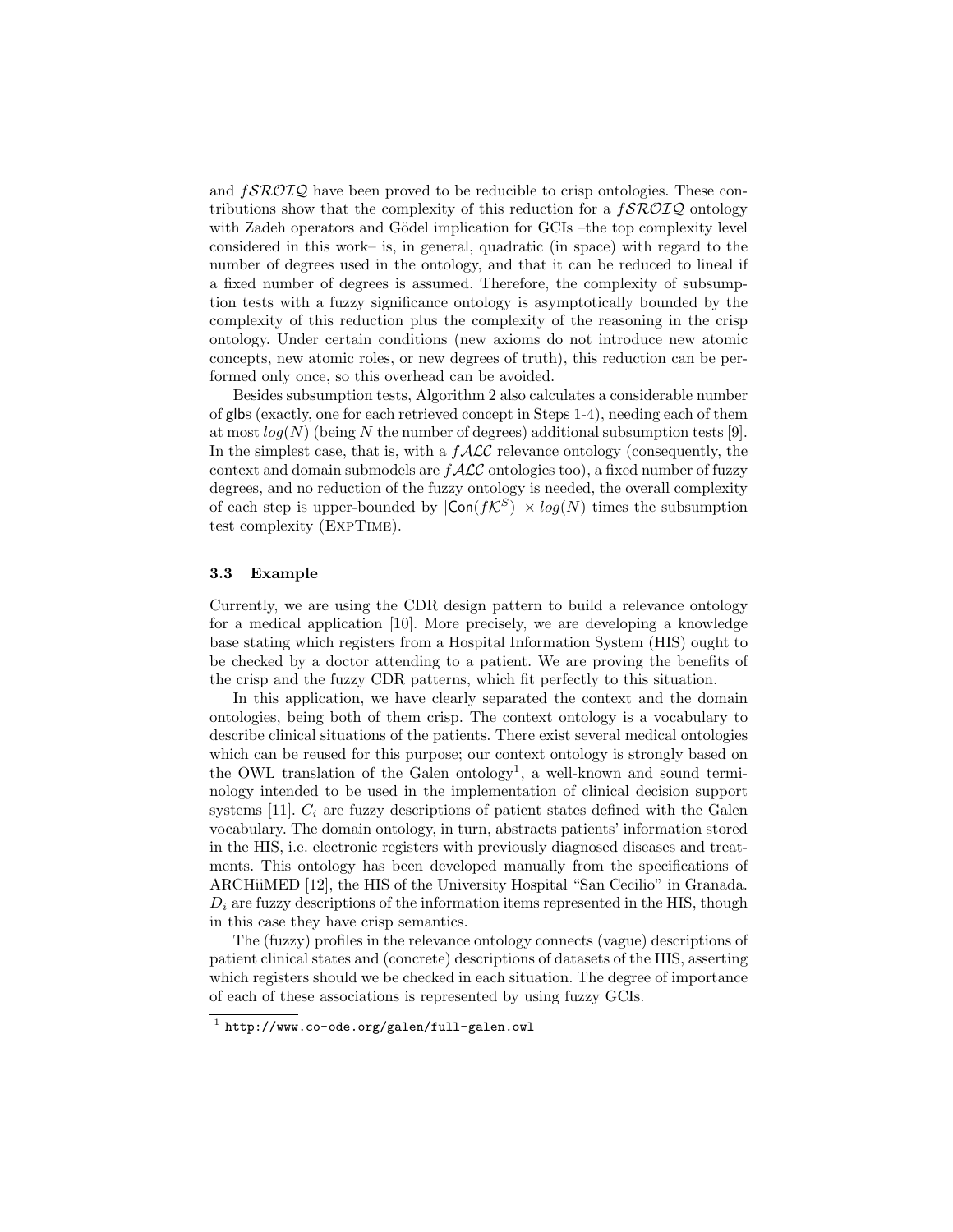and $f\mathcal{SROIQ}$ have been proved to be reducible to crisp ontologies. These contributions show that the complexity of this reduction for a $f\mathcal{SROIQ}$ ontology with Zadeh operators and Gödel implication for GCIs –the top complexity level considered in this work– is, in general, quadratic (in space) with regard to the number of degrees used in the ontology, and that it can be reduced to lineal if a fixed number of degrees is assumed. Therefore, the complexity of subsumption tests with a fuzzy significance ontology is asymptotically bounded by the complexity of this reduction plus the complexity of the reasoning in the crisp ontology. Under certain conditions (new axioms do not introduce new atomic concepts, new atomic roles, or new degrees of truth), this reduction can be performed only once, so this overhead can be avoided.

Besides subsumption tests, Algorithm 2 also calculates a considerable number of glbs (exactly, one for each retrieved concept in Steps 1-4), needing each of them at most $log(N)$ (being $N$ the number of degrees) additional subsumption tests [9]. In the simplest case, that is, with a $f\mathcal{ALC}$ relevance ontology (consequently, the context and domain submodels are $f\mathcal{ALC}$ ontologies too), a fixed number of fuzzy degrees, and no reduction of the fuzzy ontology is needed, the overall complexity of each step is upper-bounded by $|\mathsf{Con}(f\mathcal{K}^S)| \times log(N)$ times the subsumption test complexity (ExpTime).

### 3.3 Example

Currently, we are using the CDR design pattern to build a relevance ontology for a medical application [10]. More precisely, we are developing a knowledge base stating which registers from a Hospital Information System (HIS) ought to be checked by a doctor attending to a patient. We are proving the benefits of the crisp and the fuzzy CDR patterns, which fit perfectly to this situation.

In this application, we have clearly separated the context and the domain ontologies, being both of them crisp. The context ontology is a vocabulary to describe clinical situations of the patients. There exist several medical ontologies which can be reused for this purpose; our context ontology is strongly based on the OWL translation of the Galen ontology[1], a well-known and sound terminology intended to be used in the implementation of clinical decision support systems [11]. $C_i$ are fuzzy descriptions of patient states defined with the Galen vocabulary. The domain ontology, in turn, abstracts patients' information stored in the HIS, i.e. electronic registers with previously diagnosed diseases and treatments. This ontology has been developed manually from the specifications of ARCHiiMED [12], the HIS of the University Hospital "San Cecilio" in Granada. $D_i$ are fuzzy descriptions of the information items represented in the HIS, though in this case they have crisp semantics.

The (fuzzy) profiles in the relevance ontology connects (vague) descriptions of patient clinical states and (concrete) descriptions of datasets of the HIS, asserting which registers should we be checked in each situation. The degree of importance of each of these associations is represented by using fuzzy GCIs.

[1] http://www.co-ode.org/galen/full-galen.owl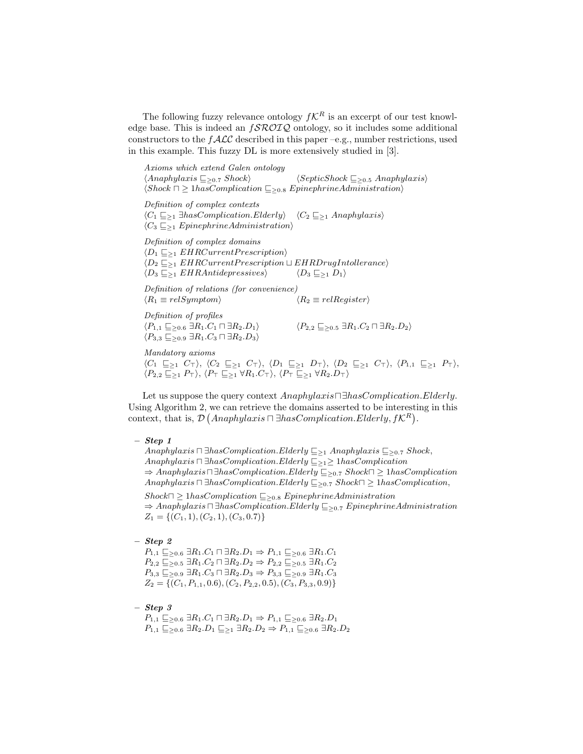The following fuzzy relevance ontology $f\mathcal{K}^R$ is an excerpt of our test knowledge base. This is indeed an $f\mathcal{SROIQ}$ ontology, so it includes some additional constructors to the $f\mathcal{ALC}$ described in this paper –e.g., number restrictions, used in this example. This fuzzy DL is more extensively studied in [3].

*Axioms which extend Galen ontology*

$\langle Anaphylaxis \sqsubseteq_{\geq 0.7} Shock \rangle$ $\quad$ $\langle SepticShock \sqsubseteq_{\geq 0.5} Anaphylaxis \rangle$

$\langle Shock \sqcap \geq 1 hasComplication \sqsubseteq_{\geq 0.8} EpinephrineAdministration \rangle$

*Definition of complex contexts*

$\langle C_1 \sqsubseteq_{\geq 1} \exists hasComplication.Elderly \rangle$ $\quad$ $\langle C_2 \sqsubseteq_{\geq 1} Anaphylaxis \rangle$

$\langle C_3 \sqsubseteq_{\geq 1} EpinephrineAdministration \rangle$

*Definition of complex domains*

$\langle D_1 \sqsubseteq_{\geq 1} EHRCurrentPrescription \rangle$

$\langle D_2 \sqsubseteq_{\geq 1} EHRCurrentPrescription \sqcup EHRDrugIntollerance \rangle$

$\langle D_3 \sqsubseteq_{\geq 1} EHRAntidepressives \rangle$ $\quad$ $\langle D_3 \sqsubseteq_{\geq 1} D_1 \rangle$

*Definition of relations (for convenience)*

$\langle R_1 \equiv relSymptom \rangle$ $\quad$ $\langle R_2 \equiv relRegister \rangle$

*Definition of profiles*

$\langle P_{1,1} \sqsubseteq_{\geq 0.6} \exists R_1.C_1 \sqcap \exists R_2.D_1 \rangle$ $\quad$ $\langle P_{2,2} \sqsubseteq_{\geq 0.5} \exists R_1.C_2 \sqcap \exists R_2.D_2 \rangle$

$\langle P_{3,3} \sqsubseteq_{\geq 0.9} \exists R_1.C_3 \sqcap \exists R_2.D_3 \rangle$

*Mandatory axioms*

$\langle C_1 \sqsubseteq_{\geq 1} C_\top \rangle$, $\langle C_2 \sqsubseteq_{\geq 1} C_\top \rangle$, $\langle D_1 \sqsubseteq_{\geq 1} D_\top \rangle$, $\langle D_2 \sqsubseteq_{\geq 1} C_\top \rangle$, $\langle P_{1,1} \sqsubseteq_{\geq 1} P_\top \rangle$, $\langle P_{2,2} \sqsubseteq_{\geq 1} P_\top \rangle$, $\langle P_\top \sqsubseteq_{\geq 1} \forall R_1.C_\top \rangle$, $\langle P_\top \sqsubseteq_{\geq 1} \forall R_2.D_\top \rangle$

Let us suppose the query context $Anaphylaxis \sqcap \exists hasComplication.Elderly$. Using Algorithm 2, we can retrieve the domains asserted to be interesting in this context, that is, $\mathcal{D}\left(Anaphylaxis \sqcap \exists hasComplication.Elderly, f\mathcal{K}^R\right)$.

- ***Step 1***

  $Anaphylaxis \sqcap \exists hasComplication.Elderly \sqsubseteq_{\geq 1} Anaphylaxis \sqsubseteq_{\geq 0.7} Shock$,

  $Anaphylaxis \sqcap \exists hasComplication.Elderly \sqsubseteq_{\geq 1} \geq 1 hasComplication$

  $\Rightarrow Anaphylaxis \sqcap \exists hasComplication.Elderly \sqsubseteq_{\geq 0.7} Shock \sqcap \geq 1 hasComplication$

  $Anaphylaxis \sqcap \exists hasComplication.Elderly \sqsubseteq_{\geq 0.7} Shock \sqcap \geq 1 hasComplication$,

  $Shock \sqcap \geq 1 hasComplication \sqsubseteq_{\geq 0.8} EpinephrineAdministration$

  $\Rightarrow Anaphylaxis \sqcap \exists hasComplication.Elderly \sqsubseteq_{\geq 0.7} EpinephrineAdministration$

  $Z_1 = \{(C_1, 1), (C_2, 1), (C_3, 0.7)\}$

- ***Step 2***

  $P_{1,1} \sqsubseteq_{\geq 0.6} \exists R_1.C_1 \sqcap \exists R_2.D_1 \Rightarrow P_{1,1} \sqsubseteq_{\geq 0.6} \exists R_1.C_1$

  $P_{2,2} \sqsubseteq_{\geq 0.5} \exists R_1.C_2 \sqcap \exists R_2.D_2 \Rightarrow P_{2,2} \sqsubseteq_{\geq 0.5} \exists R_1.C_2$

  $P_{3,3} \sqsubseteq_{\geq 0.9} \exists R_1.C_3 \sqcap \exists R_2.D_3 \Rightarrow P_{3,3} \sqsubseteq_{\geq 0.9} \exists R_1.C_3$

  $Z_2 = \{(C_1, P_{1,1}, 0.6), (C_2, P_{2,2}, 0.5), (C_3, P_{3,3}, 0.9)\}$

- ***Step 3***

  $P_{1,1} \sqsubseteq_{\geq 0.6} \exists R_1.C_1 \sqcap \exists R_2.D_1 \Rightarrow P_{1,1} \sqsubseteq_{\geq 0.6} \exists R_2.D_1$

  $P_{1,1} \sqsubseteq_{\geq 0.6} \exists R_2.D_1 \sqsubseteq_{\geq 1} \exists R_2.D_2 \Rightarrow P_{1,1} \sqsubseteq_{\geq 0.6} \exists R_2.D_2$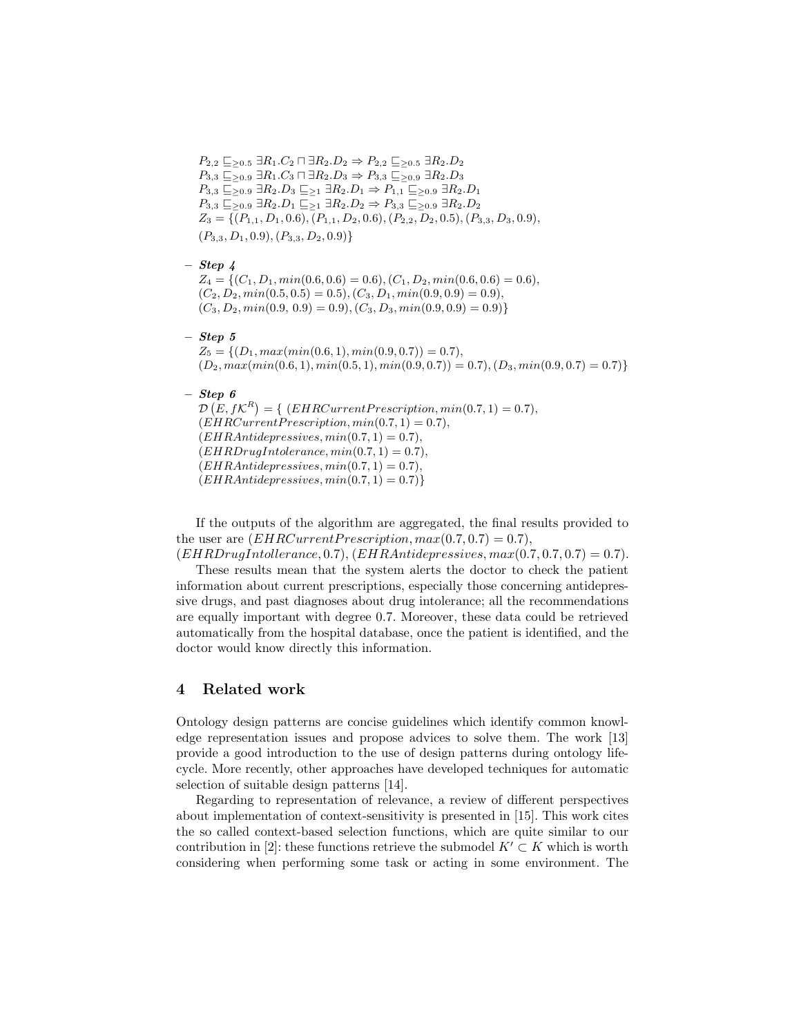$P_{2,2} \sqsubseteq_{\geq 0.5} \exists R_1.C_2 \sqcap \exists R_2.D_2 \Rightarrow P_{2,2} \sqsubseteq_{\geq 0.5} \exists R_2.D_2$
$P_{3,3} \sqsubseteq_{\geq 0.9} \exists R_1.C_3 \sqcap \exists R_2.D_3 \Rightarrow P_{3,3} \sqsubseteq_{\geq 0.9} \exists R_2.D_3$
$P_{3,3} \sqsubseteq_{\geq 0.9} \exists R_2.D_3 \sqsubseteq_{\geq 1} \exists R_2.D_1 \Rightarrow P_{1,1} \sqsubseteq_{\geq 0.9} \exists R_2.D_1$
$P_{3,3} \sqsubseteq_{\geq 0.9} \exists R_2.D_1 \sqsubseteq_{\geq 1} \exists R_2.D_2 \Rightarrow P_{3,3} \sqsubseteq_{\geq 0.9} \exists R_2.D_2$
$Z_3 = \{(P_{1,1}, D_1, 0.6), (P_{1,1}, D_2, 0.6), (P_{2,2}, D_2, 0.5), (P_{3,3}, D_3, 0.9),$
$(P_{3,3}, D_1, 0.9), (P_{3,3}, D_2, 0.9)\}$

– ***Step 4***
$Z_4 = \{(C_1, D_1, min(0.6, 0.6) = 0.6), (C_1, D_2, min(0.6, 0.6) = 0.6),$
$(C_2, D_2, min(0.5, 0.5) = 0.5), (C_3, D_1, min(0.9, 0.9) = 0.9),$
$(C_3, D_2, min(0.9, 0.9) = 0.9), (C_3, D_3, min(0.9, 0.9) = 0.9)\}$

– ***Step 5***
$Z_5 = \{(D_1, max(min(0.6, 1), min(0.9, 0.7)) = 0.7),$
$(D_2, max(min(0.6, 1), min(0.5, 1), min(0.9, 0.7)) = 0.7), (D_3, min(0.9, 0.7) = 0.7)\}$

– ***Step 6***
$\mathcal{D}\left(E, f\mathcal{K}^R\right) = \{\ (EHRCurrentPrescription, min(0.7, 1) = 0.7),$
$(EHRCurrentPrescription, min(0.7, 1) = 0.7),$
$(EHRAntidepressives, min(0.7, 1) = 0.7),$
$(EHRDrugIntolerance, min(0.7, 1) = 0.7),$
$(EHRAntidepressives, min(0.7, 1) = 0.7),$
$(EHRAntidepressives, min(0.7, 1) = 0.7)\}$

If the outputs of the algorithm are aggregated, the final results provided to the user are $(EHRCurrentPrescription, max(0.7, 0.7) = 0.7)$, $(EHRDrugIntollerance, 0.7)$, $(EHRAntidepressives, max(0.7, 0.7, 0.7) = 0.7)$.

These results mean that the system alerts the doctor to check the patient information about current prescriptions, especially those concerning antidepressive drugs, and past diagnoses about drug intolerance; all the recommendations are equally important with degree 0.7. Moreover, these data could be retrieved automatically from the hospital database, once the patient is identified, and the doctor would know directly this information.

## 4 Related work

Ontology design patterns are concise guidelines which identify common knowledge representation issues and propose advices to solve them. The work [13] provide a good introduction to the use of design patterns during ontology lifecycle. More recently, other approaches have developed techniques for automatic selection of suitable design patterns [14].

Regarding to representation of relevance, a review of different perspectives about implementation of context-sensitivity is presented in [15]. This work cites the so called context-based selection functions, which are quite similar to our contribution in [2]: these functions retrieve the submodel $K' \subset K$ which is worth considering when performing some task or acting in some environment. The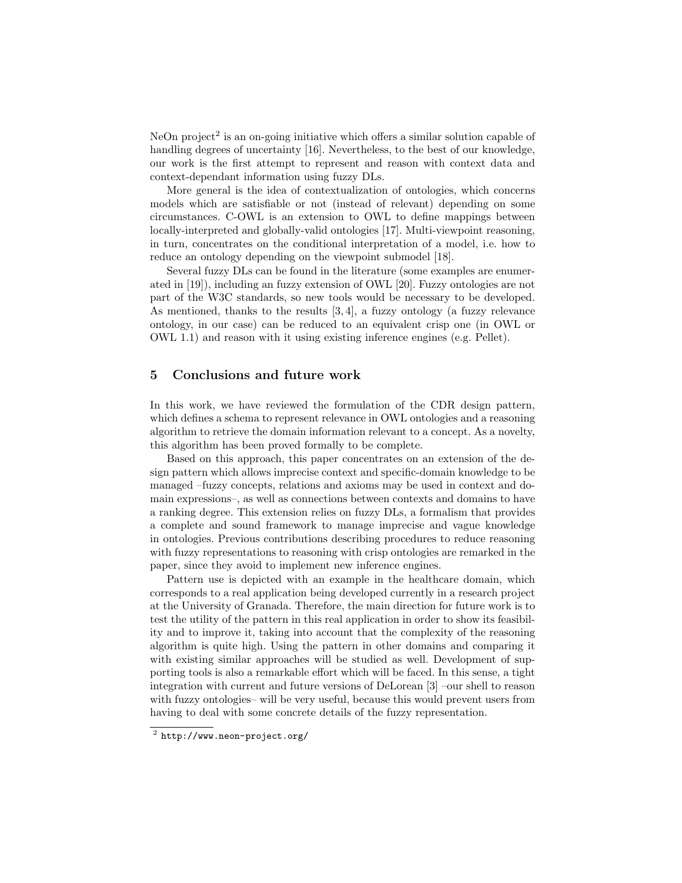NeOn project[2] is an on-going initiative which offers a similar solution capable of handling degrees of uncertainty [16]. Nevertheless, to the best of our knowledge, our work is the first attempt to represent and reason with context data and context-dependant information using fuzzy DLs.

More general is the idea of contextualization of ontologies, which concerns models which are satisfiable or not (instead of relevant) depending on some circumstances. C-OWL is an extension to OWL to define mappings between locally-interpreted and globally-valid ontologies [17]. Multi-viewpoint reasoning, in turn, concentrates on the conditional interpretation of a model, i.e. how to reduce an ontology depending on the viewpoint submodel [18].

Several fuzzy DLs can be found in the literature (some examples are enumerated in [19]), including an fuzzy extension of OWL [20]. Fuzzy ontologies are not part of the W3C standards, so new tools would be necessary to be developed. As mentioned, thanks to the results [3, 4], a fuzzy ontology (a fuzzy relevance ontology, in our case) can be reduced to an equivalent crisp one (in OWL or OWL 1.1) and reason with it using existing inference engines (e.g. Pellet).

## 5 Conclusions and future work

In this work, we have reviewed the formulation of the CDR design pattern, which defines a schema to represent relevance in OWL ontologies and a reasoning algorithm to retrieve the domain information relevant to a concept. As a novelty, this algorithm has been proved formally to be complete.

Based on this approach, this paper concentrates on an extension of the design pattern which allows imprecise context and specific-domain knowledge to be managed –fuzzy concepts, relations and axioms may be used in context and domain expressions–, as well as connections between contexts and domains to have a ranking degree. This extension relies on fuzzy DLs, a formalism that provides a complete and sound framework to manage imprecise and vague knowledge in ontologies. Previous contributions describing procedures to reduce reasoning with fuzzy representations to reasoning with crisp ontologies are remarked in the paper, since they avoid to implement new inference engines.

Pattern use is depicted with an example in the healthcare domain, which corresponds to a real application being developed currently in a research project at the University of Granada. Therefore, the main direction for future work is to test the utility of the pattern in this real application in order to show its feasibility and to improve it, taking into account that the complexity of the reasoning algorithm is quite high. Using the pattern in other domains and comparing it with existing similar approaches will be studied as well. Development of supporting tools is also a remarkable effort which will be faced. In this sense, a tight integration with current and future versions of DeLorean [3] –our shell to reason with fuzzy ontologies– will be very useful, because this would prevent users from having to deal with some concrete details of the fuzzy representation.

[2] http://www.neon-project.org/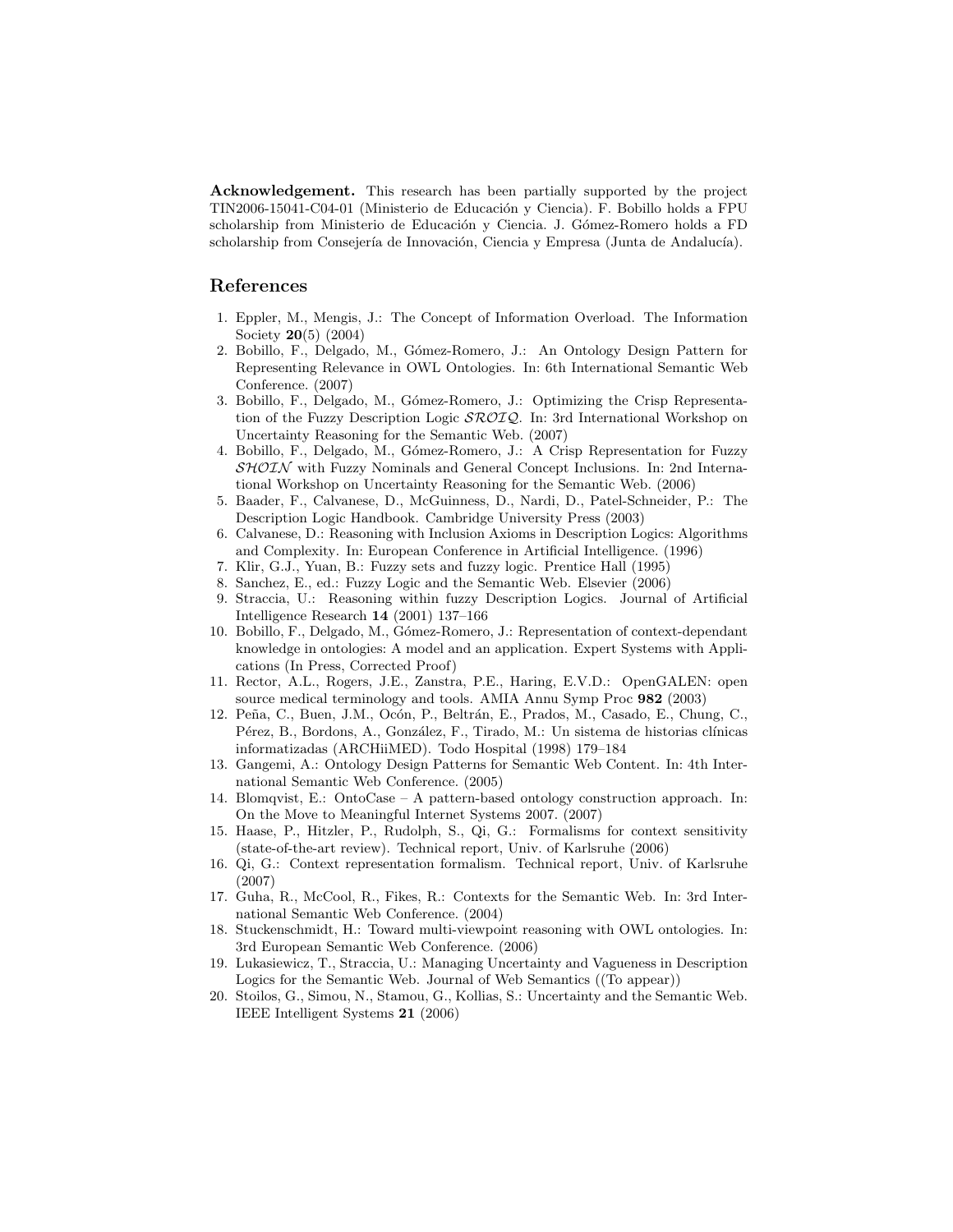**Acknowledgement.** This research has been partially supported by the project TIN2006-15041-C04-01 (Ministerio de Educación y Ciencia). F. Bobillo holds a FPU scholarship from Ministerio de Educación y Ciencia. J. Gómez-Romero holds a FD scholarship from Consejería de Innovación, Ciencia y Empresa (Junta de Andalucía).

## References

1. Eppler, M., Mengis, J.: The Concept of Information Overload. The Information Society **20**(5) (2004)
2. Bobillo, F., Delgado, M., Gómez-Romero, J.: An Ontology Design Pattern for Representing Relevance in OWL Ontologies. In: 6th International Semantic Web Conference. (2007)
3. Bobillo, F., Delgado, M., Gómez-Romero, J.: Optimizing the Crisp Representation of the Fuzzy Description Logic $\mathcal{SROIQ}$. In: 3rd International Workshop on Uncertainty Reasoning for the Semantic Web. (2007)
4. Bobillo, F., Delgado, M., Gómez-Romero, J.: A Crisp Representation for Fuzzy $\mathcal{SHOIN}$ with Fuzzy Nominals and General Concept Inclusions. In: 2nd International Workshop on Uncertainty Reasoning for the Semantic Web. (2006)
5. Baader, F., Calvanese, D., McGuinness, D., Nardi, D., Patel-Schneider, P.: The Description Logic Handbook. Cambridge University Press (2003)
6. Calvanese, D.: Reasoning with Inclusion Axioms in Description Logics: Algorithms and Complexity. In: European Conference in Artificial Intelligence. (1996)
7. Klir, G.J., Yuan, B.: Fuzzy sets and fuzzy logic. Prentice Hall (1995)
8. Sanchez, E., ed.: Fuzzy Logic and the Semantic Web. Elsevier (2006)
9. Straccia, U.: Reasoning within fuzzy Description Logics. Journal of Artificial Intelligence Research **14** (2001) 137–166
10. Bobillo, F., Delgado, M., Gómez-Romero, J.: Representation of context-dependant knowledge in ontologies: A model and an application. Expert Systems with Applications (In Press, Corrected Proof)
11. Rector, A.L., Rogers, J.E., Zanstra, P.E., Haring, E.V.D.: OpenGALEN: open source medical terminology and tools. AMIA Annu Symp Proc **982** (2003)
12. Peña, C., Buen, J.M., Ocón, P., Beltrán, E., Prados, M., Casado, E., Chung, C., Pérez, B., Bordons, A., González, F., Tirado, M.: Un sistema de historias clínicas informatizadas (ARCHiiMED). Todo Hospital (1998) 179–184
13. Gangemi, A.: Ontology Design Patterns for Semantic Web Content. In: 4th International Semantic Web Conference. (2005)
14. Blomqvist, E.: OntoCase – A pattern-based ontology construction approach. In: On the Move to Meaningful Internet Systems 2007. (2007)
15. Haase, P., Hitzler, P., Rudolph, S., Qi, G.: Formalisms for context sensitivity (state-of-the-art review). Technical report, Univ. of Karlsruhe (2006)
16. Qi, G.: Context representation formalism. Technical report, Univ. of Karlsruhe (2007)
17. Guha, R., McCool, R., Fikes, R.: Contexts for the Semantic Web. In: 3rd International Semantic Web Conference. (2004)
18. Stuckenschmidt, H.: Toward multi-viewpoint reasoning with OWL ontologies. In: 3rd European Semantic Web Conference. (2006)
19. Lukasiewicz, T., Straccia, U.: Managing Uncertainty and Vagueness in Description Logics for the Semantic Web. Journal of Web Semantics ((To appear))
20. Stoilos, G., Simou, N., Stamou, G., Kollias, S.: Uncertainty and the Semantic Web. IEEE Intelligent Systems **21** (2006)